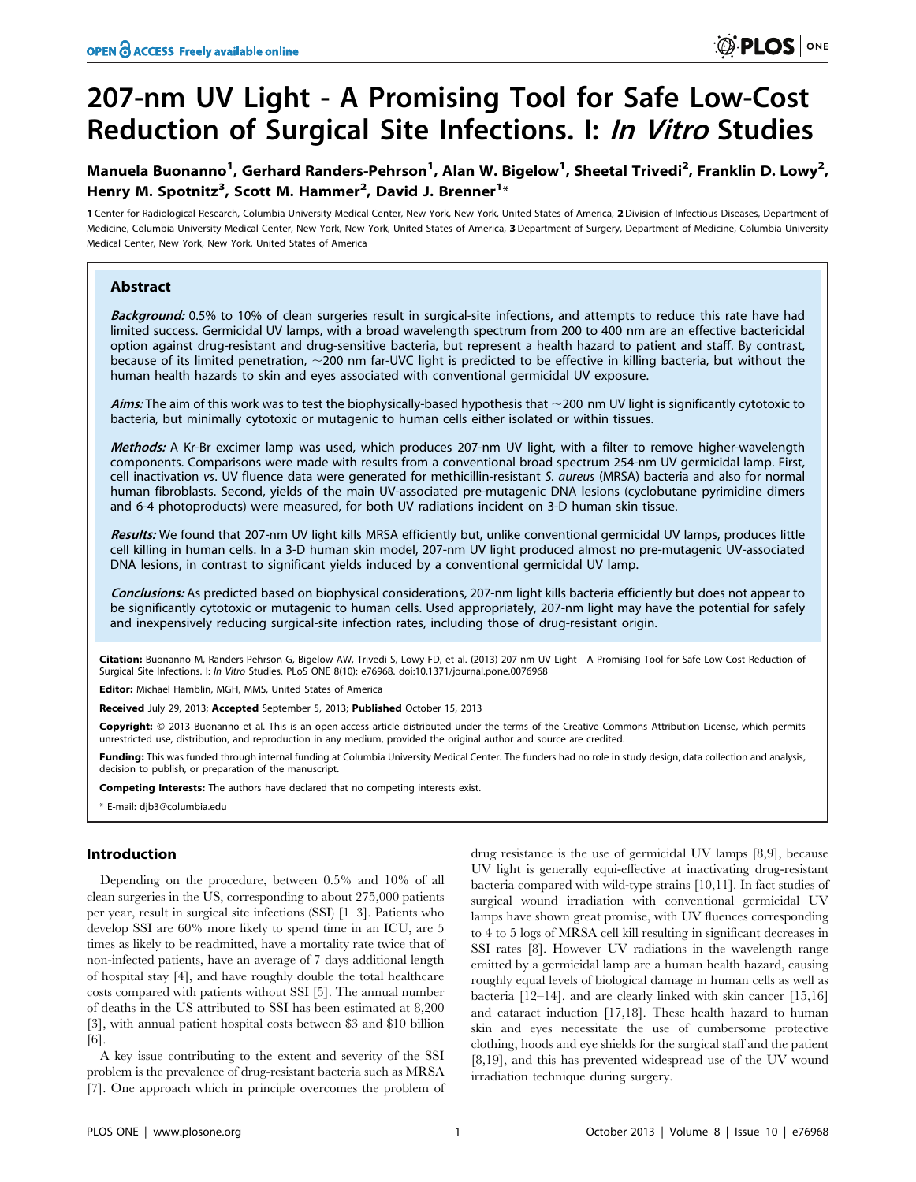# 207-nm UV Light - A Promising Tool for Safe Low-Cost Reduction of Surgical Site Infections. I: *In Vitro* Studies

**Manuela Buonanno[1], Gerhard Randers-Pehrson[1], Alan W. Bigelow[1], Sheetal Trivedi[2], Franklin D. Lowy[2], Henry M. Spotnitz[3], Scott M. Hammer[2], David J. Brenner[1]***

**1** Center for Radiological Research, Columbia University Medical Center, New York, New York, United States of America, **2** Division of Infectious Diseases, Department of Medicine, Columbia University Medical Center, New York, New York, United States of America, **3** Department of Surgery, Department of Medicine, Columbia University Medical Center, New York, New York, United States of America

## Abstract

***Background:*** 0.5% to 10% of clean surgeries result in surgical-site infections, and attempts to reduce this rate have had limited success. Germicidal UV lamps, with a broad wavelength spectrum from 200 to 400 nm are an effective bactericidal option against drug-resistant and drug-sensitive bacteria, but represent a health hazard to patient and staff. By contrast, because of its limited penetration, ~200 nm far-UVC light is predicted to be effective in killing bacteria, but without the human health hazards to skin and eyes associated with conventional germicidal UV exposure.

***Aims:*** The aim of this work was to test the biophysically-based hypothesis that ~200 nm UV light is significantly cytotoxic to bacteria, but minimally cytotoxic or mutagenic to human cells either isolated or within tissues.

***Methods:*** A Kr-Br excimer lamp was used, which produces 207-nm UV light, with a filter to remove higher-wavelength components. Comparisons were made with results from a conventional broad spectrum 254-nm UV germicidal lamp. First, cell inactivation *vs*. UV fluence data were generated for methicillin-resistant *S. aureus* (MRSA) bacteria and also for normal human fibroblasts. Second, yields of the main UV-associated pre-mutagenic DNA lesions (cyclobutane pyrimidine dimers and 6-4 photoproducts) were measured, for both UV radiations incident on 3-D human skin tissue.

***Results:*** We found that 207-nm UV light kills MRSA efficiently but, unlike conventional germicidal UV lamps, produces little cell killing in human cells. In a 3-D human skin model, 207-nm UV light produced almost no pre-mutagenic UV-associated DNA lesions, in contrast to significant yields induced by a conventional germicidal UV lamp.

***Conclusions:*** As predicted based on biophysical considerations, 207-nm light kills bacteria efficiently but does not appear to be significantly cytotoxic or mutagenic to human cells. Used appropriately, 207-nm light may have the potential for safely and inexpensively reducing surgical-site infection rates, including those of drug-resistant origin.

**Citation:** Buonanno M, Randers-Pehrson G, Bigelow AW, Trivedi S, Lowy FD, et al. (2013) 207-nm UV Light - A Promising Tool for Safe Low-Cost Reduction of Surgical Site Infections. I: *In Vitro* Studies. PLoS ONE 8(10): e76968. doi:10.1371/journal.pone.0076968

**Editor:** Michael Hamblin, MGH, MMS, United States of America

**Received** July 29, 2013; **Accepted** September 5, 2013; **Published** October 15, 2013

**Copyright:** © 2013 Buonanno et al. This is an open-access article distributed under the terms of the Creative Commons Attribution License, which permits unrestricted use, distribution, and reproduction in any medium, provided the original author and source are credited.

**Funding:** This was funded through internal funding at Columbia University Medical Center. The funders had no role in study design, data collection and analysis, decision to publish, or preparation of the manuscript.

**Competing Interests:** The authors have declared that no competing interests exist.

\* E-mail: djb3@columbia.edu

## Introduction

Depending on the procedure, between 0.5% and 10% of all clean surgeries in the US, corresponding to about 275,000 patients per year, result in surgical site infections (SSI) [1–3]. Patients who develop SSI are 60% more likely to spend time in an ICU, are 5 times as likely to be readmitted, have a mortality rate twice that of non-infected patients, have an average of 7 days additional length of hospital stay [4], and have roughly double the total healthcare costs compared with patients without SSI [5]. The annual number of deaths in the US attributed to SSI has been estimated at 8,200 [3], with annual patient hospital costs between $3 and $10 billion [6].

A key issue contributing to the extent and severity of the SSI problem is the prevalence of drug-resistant bacteria such as MRSA [7]. One approach which in principle overcomes the problem of drug resistance is the use of germicidal UV lamps [8,9], because UV light is generally equi-effective at inactivating drug-resistant bacteria compared with wild-type strains [10,11]. In fact studies of surgical wound irradiation with conventional germicidal UV lamps have shown great promise, with UV fluences corresponding to 4 to 5 logs of MRSA cell kill resulting in significant decreases in SSI rates [8]. However UV radiations in the wavelength range emitted by a germicidal lamp are a human health hazard, causing roughly equal levels of biological damage in human cells as well as bacteria [12–14], and are clearly linked with skin cancer [15,16] and cataract induction [17,18]. These health hazard to human skin and eyes necessitate the use of cumbersome protective clothing, hoods and eye shields for the surgical staff and the patient [8,19], and this has prevented widespread use of the UV wound irradiation technique during surgery.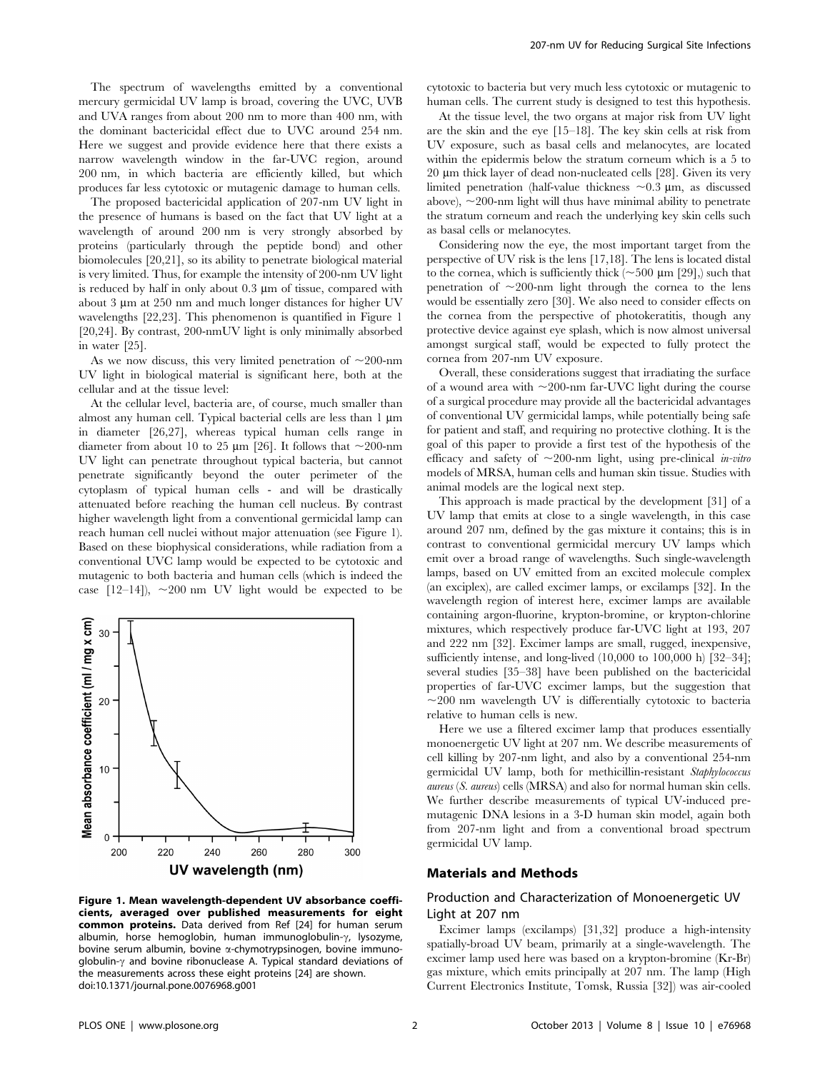The spectrum of wavelengths emitted by a conventional mercury germicidal UV lamp is broad, covering the UVC, UVB and UVA ranges from about 200 nm to more than 400 nm, with the dominant bactericidal effect due to UVC around 254 nm. Here we suggest and provide evidence here that there exists a narrow wavelength window in the far-UVC region, around 200 nm, in which bacteria are efficiently killed, but which produces far less cytotoxic or mutagenic damage to human cells.

The proposed bactericidal application of 207-nm UV light in the presence of humans is based on the fact that UV light at a wavelength of around 200 nm is very strongly absorbed by proteins (particularly through the peptide bond) and other biomolecules [20,21], so its ability to penetrate biological material is very limited. Thus, for example the intensity of 200-nm UV light is reduced by half in only about 0.3 µm of tissue, compared with about 3 µm at 250 nm and much longer distances for higher UV wavelengths [22,23]. This phenomenon is quantified in Figure 1 [20,24]. By contrast, 200-nmUV light is only minimally absorbed in water [25].

As we now discuss, this very limited penetration of ~200-nm UV light in biological material is significant here, both at the cellular and at the tissue level:

At the cellular level, bacteria are, of course, much smaller than almost any human cell. Typical bacterial cells are less than 1 µm in diameter [26,27], whereas typical human cells range in diameter from about 10 to 25 µm [26]. It follows that ~200-nm UV light can penetrate throughout typical bacteria, but cannot penetrate significantly beyond the outer perimeter of the cytoplasm of typical human cells - and will be drastically attenuated before reaching the human cell nucleus. By contrast higher wavelength light from a conventional germicidal lamp can reach human cell nuclei without major attenuation (see Figure 1). Based on these biophysical considerations, while radiation from a conventional UVC lamp would be expected to be cytotoxic and mutagenic to both bacteria and human cells (which is indeed the case [12–14]), ~200 nm UV light would be expected to be cytotoxic to bacteria but very much less cytotoxic or mutagenic to human cells. The current study is designed to test this hypothesis.

**Figure 1. Mean wavelength-dependent UV absorbance coefficients, averaged over published measurements for eight common proteins.** Data derived from Ref [24] for human serum albumin, horse hemoglobin, human immunoglobulin-γ, lysozyme, bovine serum albumin, bovine α-chymotrypsinogen, bovine immunoglobulin-γ and bovine ribonuclease A. Typical standard deviations of the measurements across these eight proteins [24] are shown.
doi:10.1371/journal.pone.0076968.g001

At the tissue level, the two organs at major risk from UV light are the skin and the eye [15–18]. The key skin cells at risk from UV exposure, such as basal cells and melanocytes, are located within the epidermis below the stratum corneum which is a 5 to 20 µm thick layer of dead non-nucleated cells [28]. Given its very limited penetration (half-value thickness ~0.3 µm, as discussed above), ~200-nm light will thus have minimal ability to penetrate the stratum corneum and reach the underlying key skin cells such as basal cells or melanocytes.

Considering now the eye, the most important target from the perspective of UV risk is the lens [17,18]. The lens is located distal to the cornea, which is sufficiently thick (~500 µm [29],) such that penetration of ~200-nm light through the cornea to the lens would be essentially zero [30]. We also need to consider effects on the cornea from the perspective of photokeratitis, though any protective device against eye splash, which is now almost universal amongst surgical staff, would be expected to fully protect the cornea from 207-nm UV exposure.

Overall, these considerations suggest that irradiating the surface of a wound area with ~200-nm far-UVC light during the course of a surgical procedure may provide all the bactericidal advantages of conventional UV germicidal lamps, while potentially being safe for patient and staff, and requiring no protective clothing. It is the goal of this paper to provide a first test of the hypothesis of the efficacy and safety of ~200-nm light, using pre-clinical *in-vitro* models of MRSA, human cells and human skin tissue. Studies with animal models are the logical next step.

This approach is made practical by the development [31] of a UV lamp that emits at close to a single wavelength, in this case around 207 nm, defined by the gas mixture it contains; this is in contrast to conventional germicidal mercury UV lamps which emit over a broad range of wavelengths. Such single-wavelength lamps, based on UV emitted from an excited molecule complex (an exciplex), are called excimer lamps, or excilamps [32]. In the wavelength region of interest here, excimer lamps are available containing argon-fluorine, krypton-bromine, or krypton-chlorine mixtures, which respectively produce far-UVC light at 193, 207 and 222 nm [32]. Excimer lamps are small, rugged, inexpensive, sufficiently intense, and long-lived (10,000 to 100,000 h) [32–34]; several studies [35–38] have been published on the bactericidal properties of far-UVC excimer lamps, but the suggestion that ~200 nm wavelength UV is differentially cytotoxic to bacteria relative to human cells is new.

Here we use a filtered excimer lamp that produces essentially monoenergetic UV light at 207 nm. We describe measurements of cell killing by 207-nm light, and also by a conventional 254-nm germicidal UV lamp, both for methicillin-resistant *Staphylococcus aureus* (*S. aureus*) cells (MRSA) and also for normal human skin cells. We further describe measurements of typical UV-induced premutagenic DNA lesions in a 3-D human skin model, again both from 207-nm light and from a conventional broad spectrum germicidal UV lamp.

## Materials and Methods

### Production and Characterization of Monoenergetic UV Light at 207 nm

Excimer lamps (excilamps) [31,32] produce a high-intensity spatially-broad UV beam, primarily at a single-wavelength. The excimer lamp used here was based on a krypton-bromine (Kr-Br) gas mixture, which emits principally at 207 nm. The lamp (High Current Electronics Institute, Tomsk, Russia [32]) was air-cooled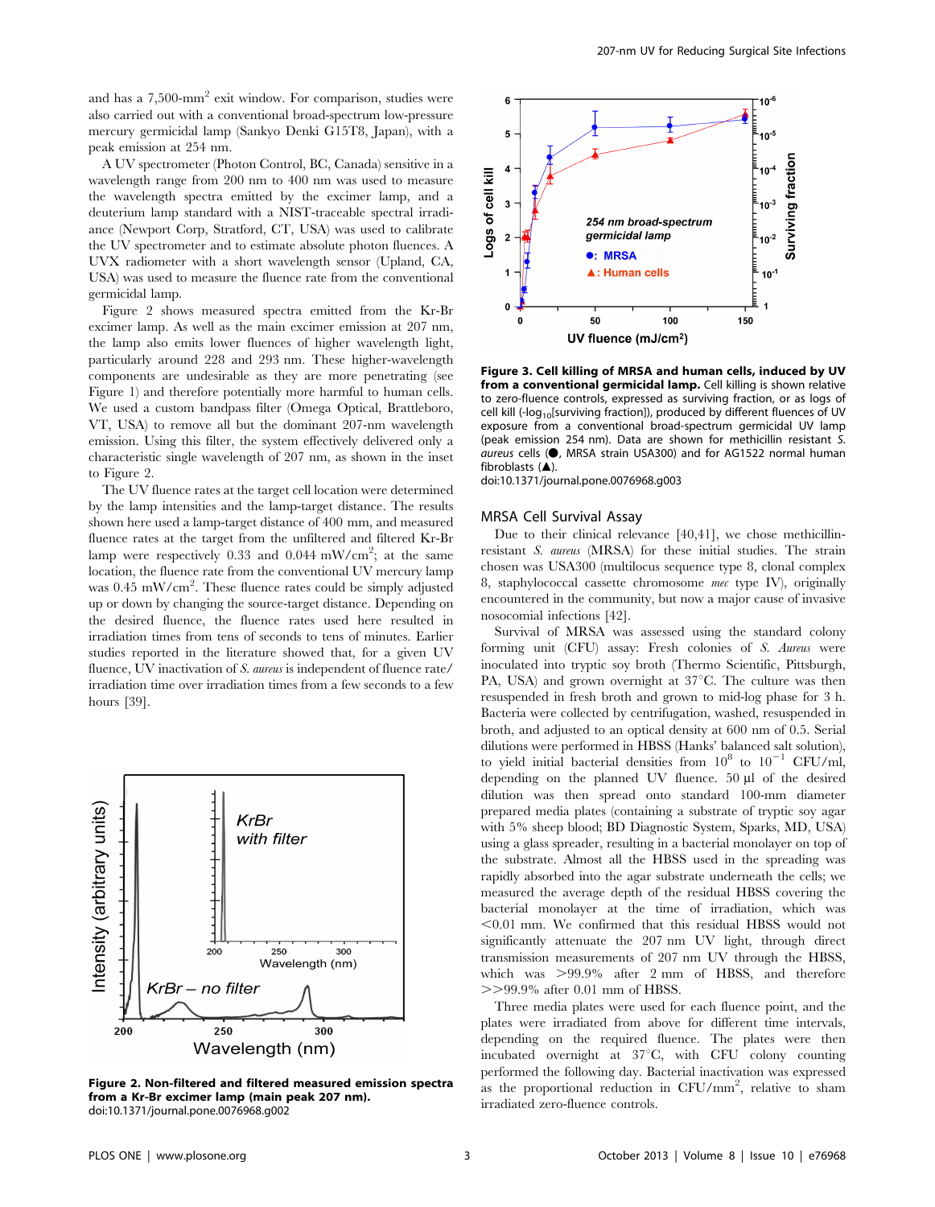and has a 7,500-mm$^2$ exit window. For comparison, studies were also carried out with a conventional broad-spectrum low-pressure mercury germicidal lamp (Sankyo Denki G15T8, Japan), with a peak emission at 254 nm.

A UV spectrometer (Photon Control, BC, Canada) sensitive in a wavelength range from 200 nm to 400 nm was used to measure the wavelength spectra emitted by the excimer lamp, and a deuterium lamp standard with a NIST-traceable spectral irradiance (Newport Corp, Stratford, CT, USA) was used to calibrate the UV spectrometer and to estimate absolute photon fluences. A UVX radiometer with a short wavelength sensor (Upland, CA, USA) was used to measure the fluence rate from the conventional germicidal lamp.

Figure 2 shows measured spectra emitted from the Kr-Br excimer lamp. As well as the main excimer emission at 207 nm, the lamp also emits lower fluences of higher wavelength light, particularly around 228 and 293 nm. These higher-wavelength components are undesirable as they are more penetrating (see Figure 1) and therefore potentially more harmful to human cells. We used a custom bandpass filter (Omega Optical, Brattleboro, VT, USA) to remove all but the dominant 207-nm wavelength emission. Using this filter, the system effectively delivered only a characteristic single wavelength of 207 nm, as shown in the inset to Figure 2.

The UV fluence rates at the target cell location were determined by the lamp intensities and the lamp-target distance. The results shown here used a lamp-target distance of 400 mm, and measured fluence rates at the target from the unfiltered and filtered Kr-Br lamp were respectively 0.33 and 0.044 mW/cm$^2$; at the same location, the fluence rate from the conventional UV mercury lamp was 0.45 mW/cm$^2$. These fluence rates could be simply adjusted up or down by changing the source-target distance. Depending on the desired fluence, the fluence rates used here resulted in irradiation times from tens of seconds to tens of minutes. Earlier studies reported in the literature showed that, for a given UV fluence, UV inactivation of *S. aureus* is independent of fluence rate/irradiation time over irradiation times from a few seconds to a few hours [39].

**Figure 2. Non-filtered and filtered measured emission spectra from a Kr-Br excimer lamp (main peak 207 nm).**
doi:10.1371/journal.pone.0076968.g002

**Figure 3. Cell killing of MRSA and human cells, induced by UV from a conventional germicidal lamp.** Cell killing is shown relative to zero-fluence controls, expressed as surviving fraction, or as logs of cell kill (-$\log_{10}$[surviving fraction]), produced by different fluences of UV exposure from a conventional broad-spectrum germicidal UV lamp (peak emission 254 nm). Data are shown for methicillin resistant *S. aureus* cells (●, MRSA strain USA300) and for AG1522 normal human fibroblasts (▲).
doi:10.1371/journal.pone.0076968.g003

## MRSA Cell Survival Assay

Due to their clinical relevance [40,41], we chose methicillin-resistant *S. aureus* (MRSA) for these initial studies. The strain chosen was USA300 (multilocus sequence type 8, clonal complex 8, staphylococcal cassette chromosome *mec* type IV), originally encountered in the community, but now a major cause of invasive nosocomial infections [42].

Survival of MRSA was assessed using the standard colony forming unit (CFU) assay: Fresh colonies of *S. Aureus* were inoculated into tryptic soy broth (Thermo Scientific, Pittsburgh, PA, USA) and grown overnight at 37°C. The culture was then resuspended in fresh broth and grown to mid-log phase for 3 h. Bacteria were collected by centrifugation, washed, resuspended in broth, and adjusted to an optical density at 600 nm of 0.5. Serial dilutions were performed in HBSS (Hanks' balanced salt solution), to yield initial bacterial densities from $10^8$ to $10^{-1}$ CFU/ml, depending on the planned UV fluence. 50 µl of the desired dilution was then spread onto standard 100-mm diameter prepared media plates (containing a substrate of tryptic soy agar with 5% sheep blood; BD Diagnostic System, Sparks, MD, USA) using a glass spreader, resulting in a bacterial monolayer on top of the substrate. Almost all the HBSS used in the spreading was rapidly absorbed into the agar substrate underneath the cells; we measured the average depth of the residual HBSS covering the bacterial monolayer at the time of irradiation, which was <0.01 mm. We confirmed that this residual HBSS would not significantly attenuate the 207 nm UV light, through direct transmission measurements of 207 nm UV through the HBSS, which was >99.9% after 2 mm of HBSS, and therefore >>99.9% after 0.01 mm of HBSS.

Three media plates were used for each fluence point, and the plates were irradiated from above for different time intervals, depending on the required fluence. The plates were then incubated overnight at 37°C, with CFU colony counting performed the following day. Bacterial inactivation was expressed as the proportional reduction in CFU/mm$^2$, relative to sham irradiated zero-fluence controls.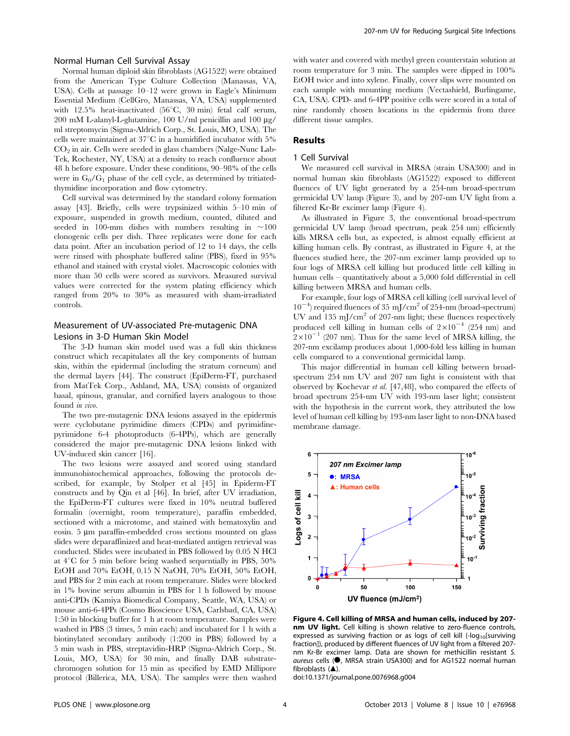### Normal Human Cell Survival Assay

Normal human diploid skin fibroblasts (AG1522) were obtained from the American Type Culture Collection (Manassas, VA, USA). Cells at passage 10–12 were grown in Eagle's Minimum Essential Medium (CellGro, Manassas, VA, USA) supplemented with 12.5% heat-inactivated (56°C, 30 min) fetal calf serum, 200 mM L-alanyl-L-glutamine, 100 U/ml penicillin and 100 μg/ml streptomycin (Sigma-Aldrich Corp., St. Louis, MO, USA). The cells were maintained at 37°C in a humidified incubator with 5% $CO_2$ in air. Cells were seeded in glass chambers (Nalge-Nunc Lab-Tek, Rochester, NY, USA) at a density to reach confluence about 48 h before exposure. Under these conditions, 90–98% of the cells were in $G_0/G_1$ phase of the cell cycle, as determined by tritiated-thymidine incorporation and flow cytometry.

Cell survival was determined by the standard colony formation assay [43]. Briefly, cells were trypsinized within 5–10 min of exposure, suspended in growth medium, counted, diluted and seeded in 100-mm dishes with numbers resulting in ~100 clonogenic cells per dish. Three replicates were done for each data point. After an incubation period of 12 to 14 days, the cells were rinsed with phosphate buffered saline (PBS), fixed in 95% ethanol and stained with crystal violet. Macroscopic colonies with more than 50 cells were scored as survivors. Measured survival values were corrected for the system plating efficiency which ranged from 20% to 30% as measured with sham-irradiated controls.

### Measurement of UV-associated Pre-mutagenic DNA Lesions in 3-D Human Skin Model

The 3-D human skin model used was a full skin thickness construct which recapitulates all the key components of human skin, within the epidermal (including the stratum corneum) and the dermal layers [44]. The construct (EpiDerm-FT, purchased from MatTek Corp., Ashland, MA, USA) consists of organized basal, spinous, granular, and cornified layers analogous to those found *in vivo*.

The two pre-mutagenic DNA lesions assayed in the epidermis were cyclobutane pyrimidine dimers (CPDs) and pyrimidine-pyrimidone 6-4 photoproducts (6-4PPs), which are generally considered the major pre-mutagenic DNA lesions linked with UV-induced skin cancer [16].

The two lesions were assayed and scored using standard immunohistochemical approaches, following the protocols described, for example, by Stolper et al [45] in Epiderm-FT constructs and by Qin et al [46]. In brief, after UV irradiation, the EpiDerm-FT cultures were fixed in 10% neutral buffered formalin (overnight, room temperature), paraffin embedded, sectioned with a microtome, and stained with hematoxylin and eosin. 5 μm paraffin-embedded cross sections mounted on glass slides were deparaffinized and heat-mediated antigen retrieval was conducted. Slides were incubated in PBS followed by 0.05 N HCl at 4°C for 5 min before being washed sequentially in PBS, 50% EtOH and 70% EtOH, 0.15 N NaOH, 70% EtOH, 50% EtOH, and PBS for 2 min each at room temperature. Slides were blocked in 1% bovine serum albumin in PBS for 1 h followed by mouse anti-CPDs (Kamiya Biomedical Company, Seattle, WA, USA) or mouse anti-6-4PPs (Cosmo Bioscience USA, Carlsbad, CA, USA) 1:50 in blocking buffer for 1 h at room temperature. Samples were washed in PBS (3 times, 5 min each) and incubated for 1 h with a biotinylated secondary antibody (1:200 in PBS) followed by a 5 min wash in PBS, streptavidin-HRP (Sigma-Aldrich Corp., St. Louis, MO, USA) for 30 min, and finally DAB substrate-chromogen solution for 15 min as specified by EMD Millipore protocol (Billerica, MA, USA). The samples were then washed with water and covered with methyl green counterstain solution at room temperature for 3 min. The samples were dipped in 100% EtOH twice and into xylene. Finally, cover slips were mounted on each sample with mounting medium (Vectashield, Burlingame, CA, USA). CPD- and 6-4PP positive cells were scored in a total of nine randomly chosen locations in the epidermis from three different tissue samples.

## Results

### 1 Cell Survival

We measured cell survival in MRSA (strain USA300) and in normal human skin fibroblasts (AG1522) exposed to different fluences of UV light generated by a 254-nm broad-spectrum germicidal UV lamp (Figure 3), and by 207-nm UV light from a filtered Kr-Br excimer lamp (Figure 4).

As illustrated in Figure 3, the conventional broad-spectrum germicidal UV lamp (broad spectrum, peak 254 nm) efficiently kills MRSA cells but, as expected, is almost equally efficient at killing human cells. By contrast, as illustrated in Figure 4, at the fluences studied here, the 207-nm excimer lamp provided up to four logs of MRSA cell killing but produced little cell killing in human cells – quantitatively about a 5,000 fold differential in cell killing between MRSA and human cells.

For example, four logs of MRSA cell killing (cell survival level of $10^{-4}$) required fluences of 35 mJ/cm$^2$ of 254-nm (broad-spectrum) UV and 135 mJ/cm$^2$ of 207-nm light; these fluences respectively produced cell killing in human cells of $2\times10^{-4}$ (254 nm) and $2\times10^{-1}$ (207 nm). Thus for the same level of MRSA killing, the 207-nm excilamp produces about 1,000-fold less killing in human cells compared to a conventional germicidal lamp.

This major differential in human cell killing between broad-spectrum 254 nm UV and 207 nm light is consistent with that observed by Kochevar *et al.* [47,48], who compared the effects of broad spectrum 254-nm UV with 193-nm laser light; consistent with the hypothesis in the current work, they attributed the low level of human cell killing by 193-nm laser light to non-DNA based membrane damage.

**Figure 4. Cell killing of MRSA and human cells, induced by 207-nm UV light.** Cell killing is shown relative to zero-fluence controls, expressed as surviving fraction or as logs of cell kill ($-\log_{10}$[surviving fraction]), produced by different fluences of UV light from a filtered 207-nm Kr-Br excimer lamp. Data are shown for methicillin resistant *S. aureus* cells (●, MRSA strain USA300) and for AG1522 normal human fibroblasts (▲).
doi:10.1371/journal.pone.0076968.g004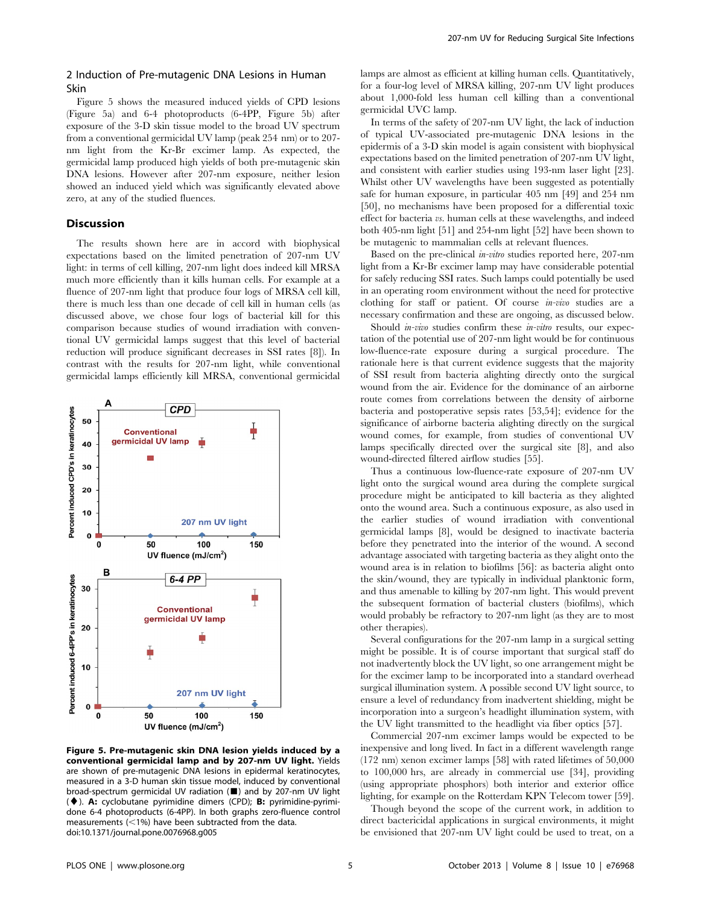### 2 Induction of Pre-mutagenic DNA Lesions in Human Skin

Figure 5 shows the measured induced yields of CPD lesions (Figure 5a) and 6-4 photoproducts (6-4PP, Figure 5b) after exposure of the 3-D skin tissue model to the broad UV spectrum from a conventional germicidal UV lamp (peak 254 nm) or to 207-nm light from the Kr-Br excimer lamp. As expected, the germicidal lamp produced high yields of both pre-mutagenic skin DNA lesions. However after 207-nm exposure, neither lesion showed an induced yield which was significantly elevated above zero, at any of the studied fluences.

## Discussion

The results shown here are in accord with biophysical expectations based on the limited penetration of 207-nm UV light: in terms of cell killing, 207-nm light does indeed kill MRSA much more efficiently than it kills human cells. For example at a fluence of 207-nm light that produce four logs of MRSA cell kill, there is much less than one decade of cell kill in human cells (as discussed above, we chose four logs of bacterial kill for this comparison because studies of wound irradiation with conventional UV germicidal lamps suggest that this level of bacterial reduction will produce significant decreases in SSI rates [8]). In contrast with the results for 207-nm light, while conventional germicidal lamps efficiently kill MRSA, conventional germicidal lamps are almost as efficient at killing human cells. Quantitatively, for a four-log level of MRSA killing, 207-nm UV light produces about 1,000-fold less human cell killing than a conventional germicidal UVC lamp.

In terms of the safety of 207-nm UV light, the lack of induction of typical UV-associated pre-mutagenic DNA lesions in the epidermis of a 3-D skin model is again consistent with biophysical expectations based on the limited penetration of 207-nm UV light, and consistent with earlier studies using 193-nm laser light [23]. Whilst other UV wavelengths have been suggested as potentially safe for human exposure, in particular 405 nm [49] and 254 nm [50], no mechanisms have been proposed for a differential toxic effect for bacteria *vs.* human cells at these wavelengths, and indeed both 405-nm light [51] and 254-nm light [52] have been shown to be mutagenic to mammalian cells at relevant fluences.

Based on the pre-clinical *in-vitro* studies reported here, 207-nm light from a Kr-Br excimer lamp may have considerable potential for safely reducing SSI rates. Such lamps could potentially be used in an operating room environment without the need for protective clothing for staff or patient. Of course *in-vivo* studies are a necessary confirmation and these are ongoing, as discussed below.

Should *in-vivo* studies confirm these *in-vitro* results, our expectation of the potential use of 207-nm light would be for continuous low-fluence-rate exposure during a surgical procedure. The rationale here is that current evidence suggests that the majority of SSI result from bacteria alighting directly onto the surgical wound from the air. Evidence for the dominance of an airborne route comes from correlations between the density of airborne bacteria and postoperative sepsis rates [53,54]; evidence for the significance of airborne bacteria alighting directly on the surgical wound comes, for example, from studies of conventional UV lamps specifically directed over the surgical site [8], and also wound-directed filtered airflow studies [55].

Thus a continuous low-fluence-rate exposure of 207-nm UV light onto the surgical wound area during the complete surgical procedure might be anticipated to kill bacteria as they alighted onto the wound area. Such a continuous exposure, as also used in the earlier studies of wound irradiation with conventional germicidal lamps [8], would be designed to inactivate bacteria before they penetrated into the interior of the wound. A second advantage associated with targeting bacteria as they alight onto the wound area is in relation to biofilms [56]: as bacteria alight onto the skin/wound, they are typically in individual planktonic form, and thus amenable to killing by 207-nm light. This would prevent the subsequent formation of bacterial clusters (biofilms), which would probably be refractory to 207-nm light (as they are to most other therapies).

Several configurations for the 207-nm lamp in a surgical setting might be possible. It is of course important that surgical staff do not inadvertently block the UV light, so one arrangement might be for the excimer lamp to be incorporated into a standard overhead surgical illumination system. A possible second UV light source, to ensure a level of redundancy from inadvertent shielding, might be incorporation into a surgeon's headlight illumination system, with the UV light transmitted to the headlight via fiber optics [57].

Commercial 207-nm excimer lamps would be expected to be inexpensive and long lived. In fact in a different wavelength range (172 nm) xenon excimer lamps [58] with rated lifetimes of 50,000 to 100,000 hrs, are already in commercial use [34], providing (using appropriate phosphors) both interior and exterior office lighting, for example on the Rotterdam KPN Telecom tower [59].

Though beyond the scope of the current work, in addition to direct bactericidal applications in surgical environments, it might be envisioned that 207-nm UV light could be used to treat, on a

**Figure 5. Pre-mutagenic skin DNA lesion yields induced by a conventional germicidal lamp and by 207-nm UV light.** Yields are shown of pre-mutagenic DNA lesions in epidermal keratinocytes, measured in a 3-D human skin tissue model, induced by conventional broad-spectrum germicidal UV radiation (■) and by 207-nm UV light (♦). **A:** cyclobutane pyrimidine dimers (CPD); **B:** pyrimidine-pyrimidone 6-4 photoproducts (6-4PP). In both graphs zero-fluence control measurements (<1%) have been subtracted from the data.
doi:10.1371/journal.pone.0076968.g005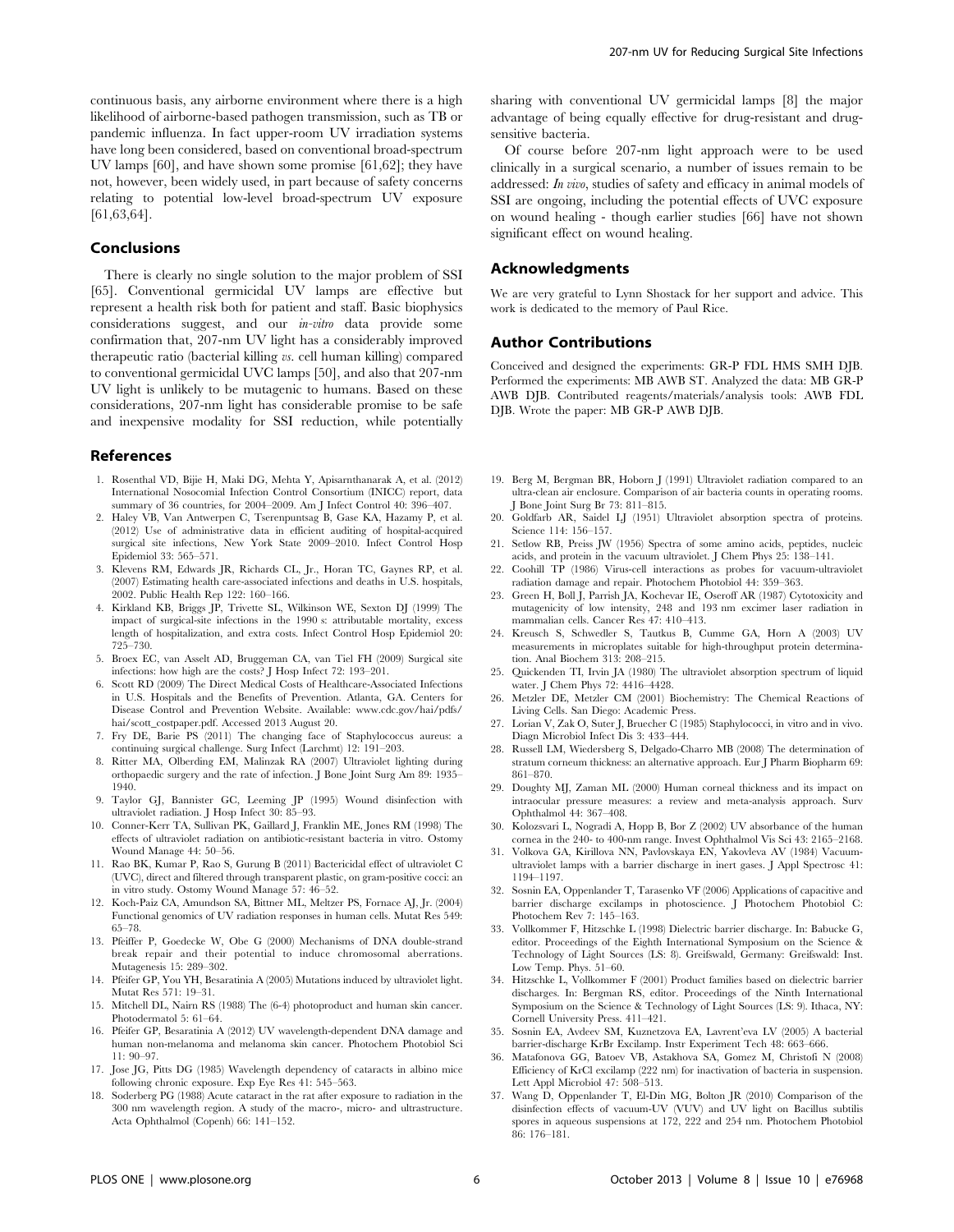continuous basis, any airborne environment where there is a high likelihood of airborne-based pathogen transmission, such as TB or pandemic influenza. In fact upper-room UV irradiation systems have long been considered, based on conventional broad-spectrum UV lamps [60], and have shown some promise [61,62]; they have not, however, been widely used, in part because of safety concerns relating to potential low-level broad-spectrum UV exposure [61,63,64].

## Conclusions

There is clearly no single solution to the major problem of SSI [65]. Conventional germicidal UV lamps are effective but represent a health risk both for patient and staff. Basic biophysics considerations suggest, and our *in-vitro* data provide some confirmation that, 207-nm UV light has a considerably improved therapeutic ratio (bacterial killing *vs.* cell human killing) compared to conventional germicidal UVC lamps [50], and also that 207-nm UV light is unlikely to be mutagenic to humans. Based on these considerations, 207-nm light has considerable promise to be safe and inexpensive modality for SSI reduction, while potentially sharing with conventional UV germicidal lamps [8] the major advantage of being equally effective for drug-resistant and drug-sensitive bacteria.

Of course before 207-nm light approach were to be used clinically in a surgical scenario, a number of issues remain to be addressed: *In vivo*, studies of safety and efficacy in animal models of SSI are ongoing, including the potential effects of UVC exposure on wound healing - though earlier studies [66] have not shown significant effect on wound healing.

## Acknowledgments

We are very grateful to Lynn Shostack for her support and advice. This work is dedicated to the memory of Paul Rice.

## Author Contributions

Conceived and designed the experiments: GR-P FDL HMS SMH DJB. Performed the experiments: MB AWB ST. Analyzed the data: MB GR-P AWB DJB. Contributed reagents/materials/analysis tools: AWB FDL DJB. Wrote the paper: MB GR-P AWB DJB.

## References

1. Rosenthal VD, Bijie H, Maki DG, Mehta Y, Apisarnthanarak A, et al. (2012) International Nosocomial Infection Control Consortium (INICC) report, data summary of 36 countries, for 2004–2009. Am J Infect Control 40: 396–407.
2. Haley VB, Van Antwerpen C, Tserenpuntsag B, Gase KA, Hazamy P, et al. (2012) Use of administrative data in efficient auditing of hospital-acquired surgical site infections, New York State 2009–2010. Infect Control Hosp Epidemiol 33: 565–571.
3. Klevens RM, Edwards JR, Richards CL, Jr., Horan TC, Gaynes RP, et al. (2007) Estimating health care-associated infections and deaths in U.S. hospitals, 2002. Public Health Rep 122: 160–166.
4. Kirkland KB, Briggs JP, Trivette SL, Wilkinson WE, Sexton DJ (1999) The impact of surgical-site infections in the 1990 s: attributable mortality, excess length of hospitalization, and extra costs. Infect Control Hosp Epidemiol 20: 725–730.
5. Broex EC, van Asselt AD, Bruggeman CA, van Tiel FH (2009) Surgical site infections: how high are the costs? J Hosp Infect 72: 193–201.
6. Scott RD (2009) The Direct Medical Costs of Healthcare-Associated Infections in U.S. Hospitals and the Benefits of Prevention. Atlanta, GA. Centers for Disease Control and Prevention Website. Available: www.cdc.gov/hai/pdfs/hai/scott_costpaper.pdf. Accessed 2013 August 20.
7. Fry DE, Barie PS (2011) The changing face of Staphylococcus aureus: a continuing surgical challenge. Surg Infect (Larchmt) 12: 191–203.
8. Ritter MA, Olberding EM, Malinzak RA (2007) Ultraviolet lighting during orthopaedic surgery and the rate of infection. J Bone Joint Surg Am 89: 1935–1940.
9. Taylor GJ, Bannister GC, Leeming JP (1995) Wound disinfection with ultraviolet radiation. J Hosp Infect 30: 85–93.
10. Conner-Kerr TA, Sullivan PK, Gaillard J, Franklin ME, Jones RM (1998) The effects of ultraviolet radiation on antibiotic-resistant bacteria in vitro. Ostomy Wound Manage 44: 50–56.
11. Rao BK, Kumar P, Rao S, Gurung B (2011) Bactericidal effect of ultraviolet C (UVC), direct and filtered through transparent plastic, on gram-positive cocci: an in vitro study. Ostomy Wound Manage 57: 46–52.
12. Koch-Paiz CA, Amundson SA, Bittner ML, Meltzer PS, Fornace AJ, Jr. (2004) Functional genomics of UV radiation responses in human cells. Mutat Res 549: 65–78.
13. Pfeiffer P, Goedecke W, Obe G (2000) Mechanisms of DNA double-strand break repair and their potential to induce chromosomal aberrations. Mutagenesis 15: 289–302.
14. Pfeifer GP, You YH, Besaratinia A (2005) Mutations induced by ultraviolet light. Mutat Res 571: 19–31.
15. Mitchell DL, Nairn RS (1988) The (6-4) photoproduct and human skin cancer. Photodermatol 5: 61–64.
16. Pfeifer GP, Besaratinia A (2012) UV wavelength-dependent DNA damage and human non-melanoma and melanoma skin cancer. Photochem Photobiol Sci 11: 90–97.
17. Jose JG, Pitts DG (1985) Wavelength dependency of cataracts in albino mice following chronic exposure. Exp Eye Res 41: 545–563.
18. Soderberg PG (1988) Acute cataract in the rat after exposure to radiation in the 300 nm wavelength region. A study of the macro-, micro- and ultrastructure. Acta Ophthalmol (Copenh) 66: 141–152.
19. Berg M, Bergman BR, Hoborn J (1991) Ultraviolet radiation compared to an ultra-clean air enclosure. Comparison of air bacteria counts in operating rooms. J Bone Joint Surg Br 73: 811–815.
20. Goldfarb AR, Saidel LJ (1951) Ultraviolet absorption spectra of proteins. Science 114: 156–157.
21. Setlow RB, Preiss JW (1956) Spectra of some amino acids, peptides, nucleic acids, and protein in the vacuum ultraviolet. J Chem Phys 25: 138–141.
22. Coohill TP (1986) Virus-cell interactions as probes for vacuum-ultraviolet radiation damage and repair. Photochem Photobiol 44: 359–363.
23. Green H, Boll J, Parrish JA, Kochevar IE, Oseroff AR (1987) Cytotoxicity and mutagenicity of low intensity, 248 and 193 nm excimer laser radiation in mammalian cells. Cancer Res 47: 410–413.
24. Kreusch S, Schwedler S, Tautkus B, Cumme GA, Horn A (2003) UV measurements in microplates suitable for high-throughput protein determination. Anal Biochem 313: 208–215.
25. Quickenden TI, Irvin JA (1980) The ultraviolet absorption spectrum of liquid water. J Chem Phys 72: 4416–4428.
26. Metzler DE, Metzler CM (2001) Biochemistry: The Chemical Reactions of Living Cells. San Diego: Academic Press.
27. Lorian V, Zak O, Suter J, Bruecher C (1985) Staphylococci, in vitro and in vivo. Diagn Microbiol Infect Dis 3: 433–444.
28. Russell LM, Wiedersberg S, Delgado-Charro MB (2008) The determination of stratum corneum thickness: an alternative approach. Eur J Pharm Biopharm 69: 861–870.
29. Doughty MJ, Zaman ML (2000) Human corneal thickness and its impact on intraocular pressure measures: a review and meta-analysis approach. Surv Ophthalmol 44: 367–408.
30. Kolozsvari L, Nogradi A, Hopp B, Bor Z (2002) UV absorbance of the human cornea in the 240- to 400-nm range. Invest Ophthalmol Vis Sci 43: 2165–2168.
31. Volkova GA, Kirillova NN, Pavlovskaya EN, Yakovleva AV (1984) Vacuum-ultraviolet lamps with a barrier discharge in inert gases. J Appl Spectrosc 41: 1194–1197.
32. Sosnin EA, Oppenlander T, Tarasenko VF (2006) Applications of capacitive and barrier discharge excilamps in photoscience. J Photochem Photobiol C: Photochem Rev 7: 145–163.
33. Vollkommer F, Hitzschke L (1998) Dielectric barrier discharge. In: Babucke G, editor. Proceedings of the Eighth International Symposium on the Science & Technology of Light Sources (LS: 8). Greifswald, Germany: Greifswald: Inst. Low Temp. Phys. 51–60.
34. Hitzschke L, Vollkommer F (2001) Product families based on dielectric barrier discharges. In: Bergman RS, editor. Proceedings of the Ninth International Symposium on the Science & Technology of Light Sources (LS: 9). Ithaca, NY: Cornell University Press. 411–421.
35. Sosnin EA, Avdeev SM, Kuznetzova EA, Lavrent'eva LV (2005) A bacterial barrier-discharge KrBr Excilamp. Instr Experiment Tech 48: 663–666.
36. Matafonova GG, Batoev VB, Astakhova SA, Gomez M, Christofi N (2008) Efficiency of KrCl excilamp (222 nm) for inactivation of bacteria in suspension. Lett Appl Microbiol 47: 508–513.
37. Wang D, Oppenlander T, El-Din MG, Bolton JR (2010) Comparison of the disinfection effects of vacuum-UV (VUV) and UV light on Bacillus subtilis spores in aqueous suspensions at 172, 222 and 254 nm. Photochem Photobiol 86: 176–181.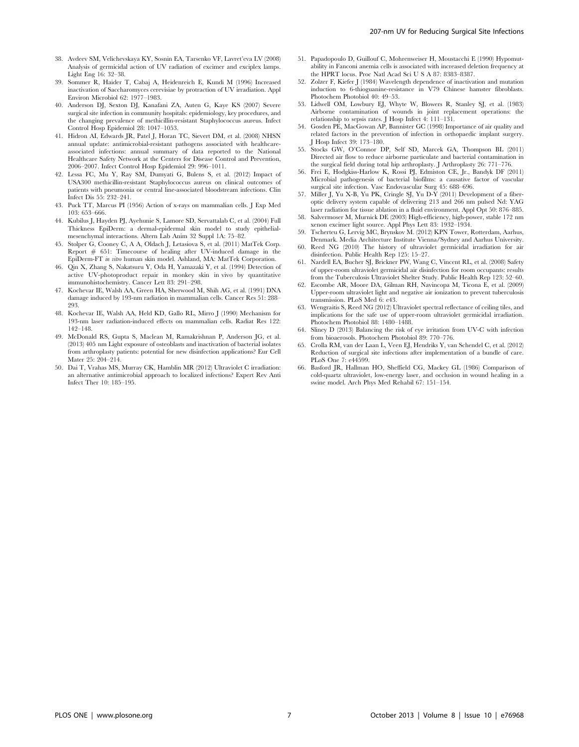38. Avdeev SM, Velichevskaya KY, Sosnin EA, Tarsenko VF, Lavret'eva LV (2008) Analysis of germicidal action of UV radiation of excimer and exciplex lamps. Light Eng 16: 32–38.
39. Sommer R, Haider T, Cabaj A, Heidenreich E, Kundi M (1996) Increased inactivation of Saccharomyces cerevisiae by protraction of UV irradiation. Appl Environ Microbiol 62: 1977–1983.
40. Anderson DJ, Sexton DJ, Kanafani ZA, Auten G, Kaye KS (2007) Severe surgical site infection in community hospitals: epidemiology, key procedures, and the changing prevalence of methicillin-resistant Staphylococcus aureus. Infect Control Hosp Epidemiol 28: 1047–1053.
41. Hidron AI, Edwards JR, Patel J, Horan TC, Sievert DM, et al. (2008) NHSN annual update: antimicrobial-resistant pathogens associated with healthcare-associated infections: annual summary of data reported to the National Healthcare Safety Network at the Centers for Disease Control and Prevention, 2006–2007. Infect Control Hosp Epidemiol 29: 996–1011.
42. Lessa FC, Mu Y, Ray SM, Dumyati G, Bulens S, et al. (2012) Impact of USA300 methicillin-resistant Staphylococcus aureus on clinical outcomes of patients with pneumonia or central line-associated bloodstream infections. Clin Infect Dis 55: 232–241.
43. Puck TT, Marcus PI (1956) Action of x-rays on mammalian cells. J Exp Med 103: 653–666.
44. Kubilus J, Hayden PJ, Ayehunie S, Lamore SD, Servattalab C, et al. (2004) Full Thickness EpiDerm: a dermal-epidermal skin model to study epithelial-mesenchymal interactions. Altern Lab Anim 32 Suppl 1A: 75–82.
45. Stolper G, Cooney C, A A, Oldach J, Letasiova S, et al. (2011) MatTek Corp. Report # 651: Timecourse of healing after UV-induced damage in the EpiDerm-FT *in vitro* human skin model. Ashland, MA: MatTek Corporation.
46. Qin X, Zhang S, Nakatsuru Y, Oda H, Yamazaki Y, et al. (1994) Detection of active UV-photoproduct repair in monkey skin in vivo by quantitative immunohistochemistry. Cancer Lett 83: 291–298.
47. Kochevar IE, Walsh AA, Green HA, Sherwood M, Shih AG, et al. (1991) DNA damage induced by 193-nm radiation in mammalian cells. Cancer Res 51: 288–293.
48. Kochevar IE, Walsh AA, Held KD, Gallo RL, Mirro J (1990) Mechanism for 193-nm laser radiation-induced effects on mammalian cells. Radiat Res 122: 142–148.
49. McDonald RS, Gupta S, Maclean M, Ramakrishnan P, Anderson JG, et al. (2013) 405 nm Light exposure of osteoblasts and inactivation of bacterial isolates from arthroplasty patients: potential for new disinfection applications? Eur Cell Mater 25: 204–214.
50. Dai T, Vrahas MS, Murray CK, Hamblin MR (2012) Ultraviolet C irradiation: an alternative antimicrobial approach to localized infections? Expert Rev Anti Infect Ther 10: 185–195.
51. Papadopoulo D, Guillouf C, Mohrenweiser H, Moustacchi E (1990) Hypomutability in Fanconi anemia cells is associated with increased deletion frequency at the HPRT locus. Proc Natl Acad Sci U S A 87: 8383–8387.
52. Zolzer F, Kiefer J (1984) Wavelength dependence of inactivation and mutation induction to 6-thioguanine-resistance in V79 Chinese hamster fibroblasts. Photochem Photobiol 40: 49–53.
53. Lidwell OM, Lowbury EJ, Whyte W, Blowers R, Stanley SJ, et al. (1983) Airborne contamination of wounds in joint replacement operations: the relationship to sepsis rates. J Hosp Infect 4: 111–131.
54. Gosden PE, MacGowan AP, Bannister GC (1998) Importance of air quality and related factors in the prevention of infection in orthopaedic implant surgery. J Hosp Infect 39: 173–180.
55. Stocks GW, O'Connor DP, Self SD, Marcek GA, Thompson BL (2011) Directed air flow to reduce airborne particulate and bacterial contamination in the surgical field during total hip arthroplasty. J Arthroplasty 26: 771–776.
56. Frei E, Hodgkiss-Harlow K, Rossi PJ, Edmiston CE, Jr., Bandyk DF (2011) Microbial pathogenesis of bacterial biofilms: a causative factor of vascular surgical site infection. Vasc Endovascular Surg 45: 688–696.
57. Miller J, Yu X-B, Yu PK, Cringle SJ, Yu D-Y (2011) Development of a fiber-optic delivery system capable of delivering 213 and 266 nm pulsed Nd: YAG laser radiation for tissue ablation in a fluid environment. Appl Opt 50: 876–885.
58. Salvermoser M, Murnick DE (2003) High-efficiency, high-power, stable 172 nm xenon excimer light source. Appl Phys Lett 83: 1932–1934.
59. Tscherteu G, Lervig MC, Brynskov M. (2012) KPN Tower, Rotterdam, Aarhus, Denmark. Media Architecture Institute Vienna/Sydney and Aarhus University.
60. Reed NG (2010) The history of ultraviolet germicidal irradiation for air disinfection. Public Health Rep 125: 15–27.
61. Nardell EA, Bucher SJ, Brickner PW, Wang C, Vincent RL, et al. (2008) Safety of upper-room ultraviolet germicidal air disinfection for room occupants: results from the Tuberculosis Ultraviolet Shelter Study. Public Health Rep 123: 52–60.
62. Escombe AR, Moore DA, Gilman RH, Navincopa M, Ticona E, et al. (2009) Upper-room ultraviolet light and negative air ionization to prevent tuberculosis transmission. PLoS Med 6: e43.
63. Wengraitis S, Reed NG (2012) Ultraviolet spectral reflectance of ceiling tiles, and implications for the safe use of upper-room ultraviolet germicidal irradiation. Photochem Photobiol 88: 1480–1488.
64. Sliney D (2013) Balancing the risk of eye irritation from UV-C with infection from bioaerosols. Photochem Photobiol 89: 770–776.
65. Crolla RM, van der Laan L, Veen EJ, Hendriks Y, van Schendel C, et al. (2012) Reduction of surgical site infections after implementation of a bundle of care. PLoS One 7: e44599.
66. Basford JR, Hallman HO, Sheffield CG, Mackey GL (1986) Comparison of cold-quartz ultraviolet, low-energy laser, and occlusion in wound healing in a swine model. Arch Phys Med Rehabil 67: 151–154.